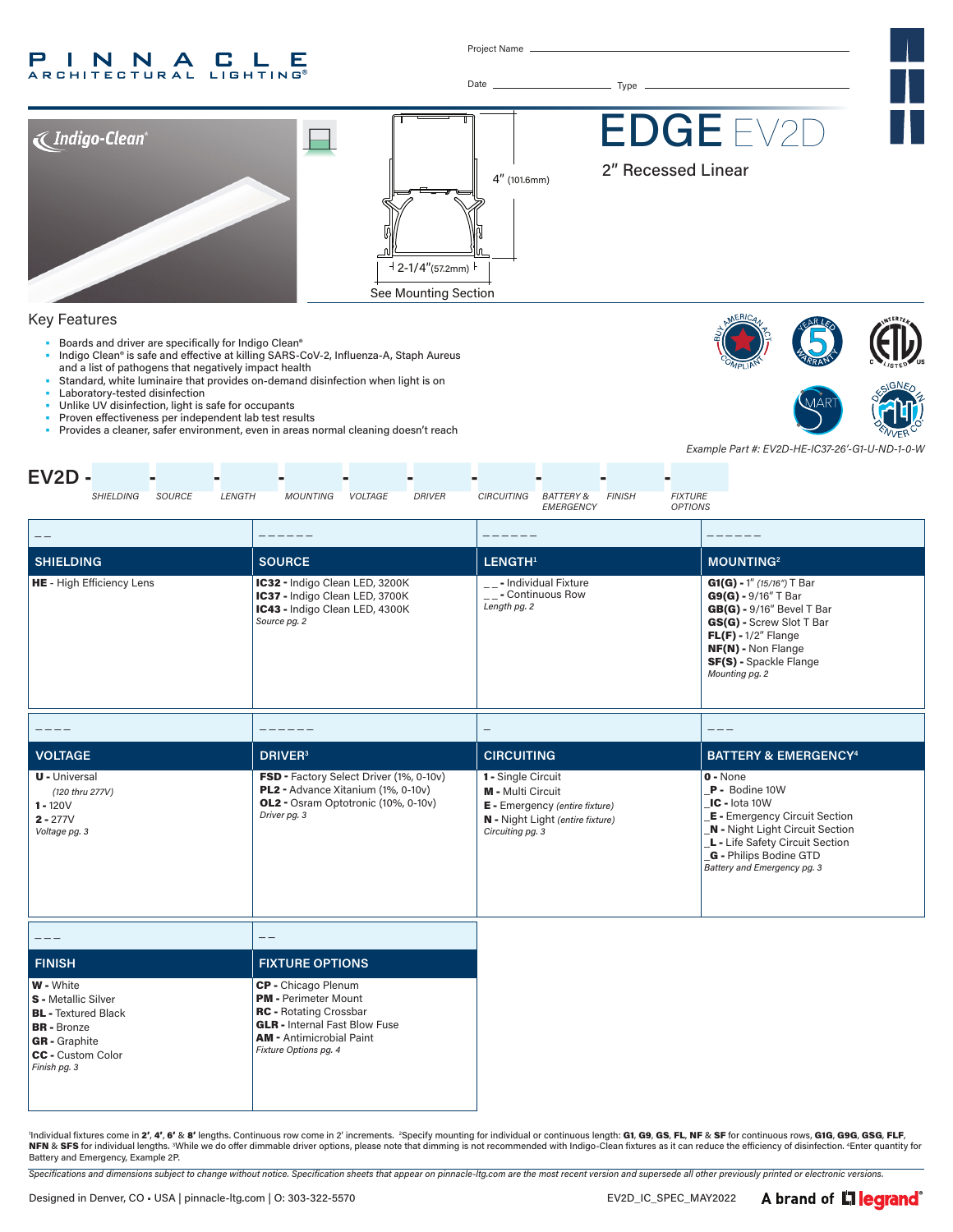PINNACLE ARCHITECTURAL LIGHTING®

Project Name ______________________

Date ______________ Type ______________

# EDGE EV2D

## 2" Recessed Linear

Indigo-Clean®

4" (101.6mm)

2-1/4"(57.2mm)

See Mounting Section

## Key Features

- Boards and driver are specifically for Indigo Clean®
- Indigo Clean® is safe and effective at killing SARS-CoV-2, Influenza-A, Staph Aureus and a list of pathogens that negatively impact health
- Standard, white luminaire that provides on-demand disinfection when light is on
- Laboratory-tested disinfection
- Unlike UV disinfection, light is safe for occupants
- Proven effectiveness per independent lab test results
- Provides a cleaner, safer environment, even in areas normal cleaning doesn't reach

*Example Part #: EV2D-HE-IC37-26'-G1-U-ND-1-0-W*

**EV2D -** ___ - ___ - ___ - ___ - ___ - ___ - ___ - ___ - ___ - ___

*SHIELDING | SOURCE | LENGTH | MOUNTING | VOLTAGE | DRIVER | CIRCUITING | BATTERY & EMERGENCY | FINISH | FIXTURE OPTIONS*

| _ _ | _ _ _ _ _ _ | _ _ _ _ _ _ | _ _ _ _ _ _ |
|---|---|---|---|
| **SHIELDING** | **SOURCE** | **LENGTH**[1] | **MOUNTING**[2] |
| **HE** - High Efficiency Lens | **IC32** - Indigo Clean LED, 3200K<br>**IC37** - Indigo Clean LED, 3700K<br>**IC43** - Indigo Clean LED, 4300K<br>*Source pg. 2* | _ _ - Individual Fixture<br>_ _ - Continuous Row<br>*Length pg. 2* | **G1(G)** - 1" *(15/16")* T Bar<br>**G9(G)** - 9/16" T Bar<br>**GB(G)** - 9/16" Bevel T Bar<br>**GS(G)** - Screw Slot T Bar<br>**FL(F)** - 1/2" Flange<br>**NF(N)** - Non Flange<br>**SF(S)** - Spackle Flange<br>*Mounting pg. 2* |

| _ _ _ _ | _ _ _ _ _ _ | _ | _ _ _ |
|---|---|---|---|
| **VOLTAGE** | **DRIVER**[3] | **CIRCUITING** | **BATTERY & EMERGENCY**[4] |
| **U** - Universal<br>*(120 thru 277V)*<br>**1** - 120V<br>**2** - 277V<br>*Voltage pg. 3* | **FSD** - Factory Select Driver (1%, 0-10v)<br>**PL2** - Advance Xitanium (1%, 0-10v)<br>**OL2** - Osram Optotronic (10%, 0-10v)<br>*Driver pg. 3* | **1** - Single Circuit<br>**M** - Multi Circuit<br>**E** - Emergency *(entire fixture)*<br>**N** - Night Light *(entire fixture)*<br>*Circuiting pg. 3* | **0** - None<br>_**P** - Bodine 10W<br>_**IC** - Iota 10W<br>_**E** - Emergency Circuit Section<br>_**N** - Night Light Circuit Section<br>_**L** - Life Safety Circuit Section<br>_**G** - Philips Bodine GTD<br>*Battery and Emergency pg. 3* |

| _ _ _ | _ _ |
|---|---|
| **FINISH** | **FIXTURE OPTIONS** |
| **W** - White<br>**S** - Metallic Silver<br>**BL** - Textured Black<br>**BR** - Bronze<br>**GR** - Graphite<br>**CC** - Custom Color<br>*Finish pg. 3* | **CP** - Chicago Plenum<br>**PM** - Perimeter Mount<br>**RC** - Rotating Crossbar<br>**GLR** - Internal Fast Blow Fuse<br>**AM** - Antimicrobial Paint<br>*Fixture Options pg. 4* |

[1]Individual fixtures come in **2'**, **4'**, **6'** & **8'** lengths. Continuous row come in 2' increments. [2]Specify mounting for individual or continuous length: **G1**, **G9**, **GS**, **FL**, **NF** & **SF** for continuous rows, **G1G**, **G9G**, **GSG**, **FLF**, **NFN** & **SFS** for individual lengths. [3]While we do offer dimmable driver options, please note that dimming is not recommended with Indigo-Clean fixtures as it can reduce the efficiency of disinfection. [4]Enter quantity for Battery and Emergency, Example 2P.

*Specifications and dimensions subject to change without notice. Specification sheets that appear on pinnacle-ltg.com are the most recent version and supersede all other previously printed or electronic versions.*

Designed in Denver, CO • USA | pinnacle-ltg.com | O: 303-322-5570

EV2D_IC_SPEC_MAY2022

A brand of legrand®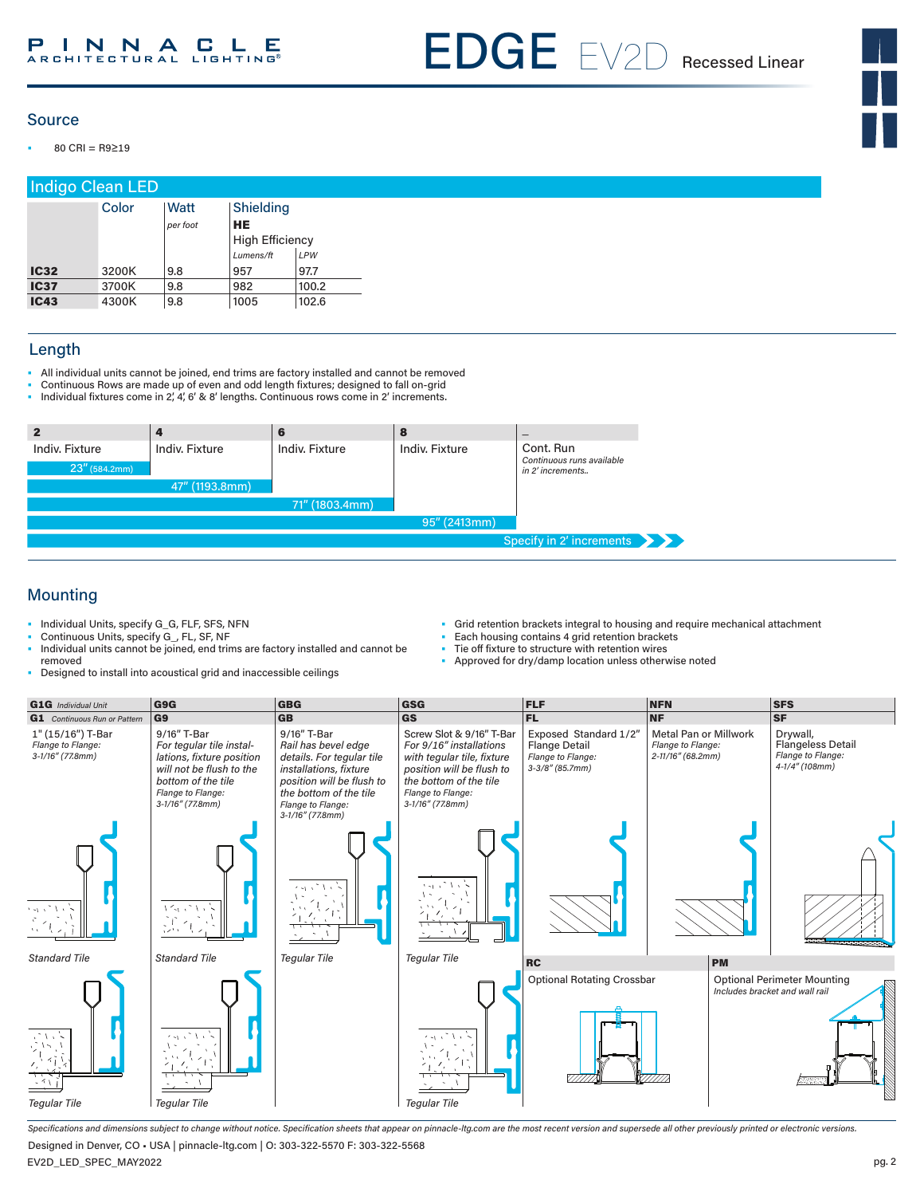## Source

- 80 CRI = R9≥19

## Indigo Clean LED

| | Color | Watt *per foot* | Shielding **HE** High Efficiency *Lumens/ft* | *LPW* |
|---|---|---|---|---|
| **IC32** | 3200K | 9.8 | 957 | 97.7 |
| **IC37** | 3700K | 9.8 | 982 | 100.2 |
| **IC43** | 4300K | 9.8 | 1005 | 102.6 |

## Length

- All individual units cannot be joined, end trims are factory installed and cannot be removed
- Continuous Rows are made up of even and odd length fixtures; designed to fall on-grid
- Individual fixtures come in 2', 4', 6' & 8' lengths. Continuous rows come in 2' increments.

| **2** | **4** | **6** | **8** | **_** |
|---|---|---|---|---|
| Indiv. Fixture | Indiv. Fixture | Indiv. Fixture | Indiv. Fixture | Cont. Run *Continuous runs available in 2' increments..* |
| 23" (584.2mm) | 47" (1193.8mm) | 71" (1803.4mm) | 95" (2413mm) | Specify in 2' increments |

## Mounting

- Individual Units, specify G_G, FLF, SFS, NFN
- Continuous Units, specify G_, FL, SF, NF
- Individual units cannot be joined, end trims are factory installed and cannot be removed
- Designed to install into acoustical grid and inaccessible ceilings
- Grid retention brackets integral to housing and require mechanical attachment
- Each housing contains 4 grid retention brackets
- Tie off fixture to structure with retention wires
- Approved for dry/damp location unless otherwise noted

| **G1G** *Individual Unit* / **G1** *Continuous Run or Pattern* | **G9G** / **G9** | **GBG** / **GB** | **GSG** / **GS** | **FLF** / **FL** | **NFN** / **NF** | **SFS** / **SF** |
|---|---|---|---|---|---|---|
| 1" (15/16") T-Bar *Flange to Flange: 3-1/16" (77.8mm)* | 9/16" T-Bar *For tegular tile installations, fixture position will not be flush to the bottom of the tile Flange to Flange: 3-1/16" (77.8mm)* | 9/16" T-Bar *Rail has bevel edge details. For tegular tile installations, fixture position will be flush to the bottom of the tile Flange to Flange: 3-1/16" (77.8mm)* | Screw Slot & 9/16" T-Bar *For 9/16" installations with tegular tile, fixture position will be flush to the bottom of the tile Flange to Flange: 3-1/16" (77.8mm)* | Exposed Standard 1/2" Flange Detail *Flange to Flange: 3-3/8" (85.7mm)* | Metal Pan or Millwork *Flange to Flange: 2-11/16" (68.2mm)* | Drywall, Flangeless Detail *Flange to Flange: 4-1/4" (108mm)* |
| *Standard Tile* | *Standard Tile* | *Tegular Tile* | *Tegular Tile* | | | |
| *Tegular Tile* | *Tegular Tile* | | *Tegular Tile* | | | |

**RC** Optional Rotating Crossbar

**PM** Optional Perimeter Mounting *Includes bracket and wall rail*

*Specifications and dimensions subject to change without notice. Specification sheets that appear on pinnacle-ltg.com are the most recent version and supersede all other previously printed or electronic versions.*

Designed in Denver, CO • USA | pinnacle-ltg.com | O: 303-322-5570 F: 303-322-5568

EV2D_LED_SPEC_MAY2022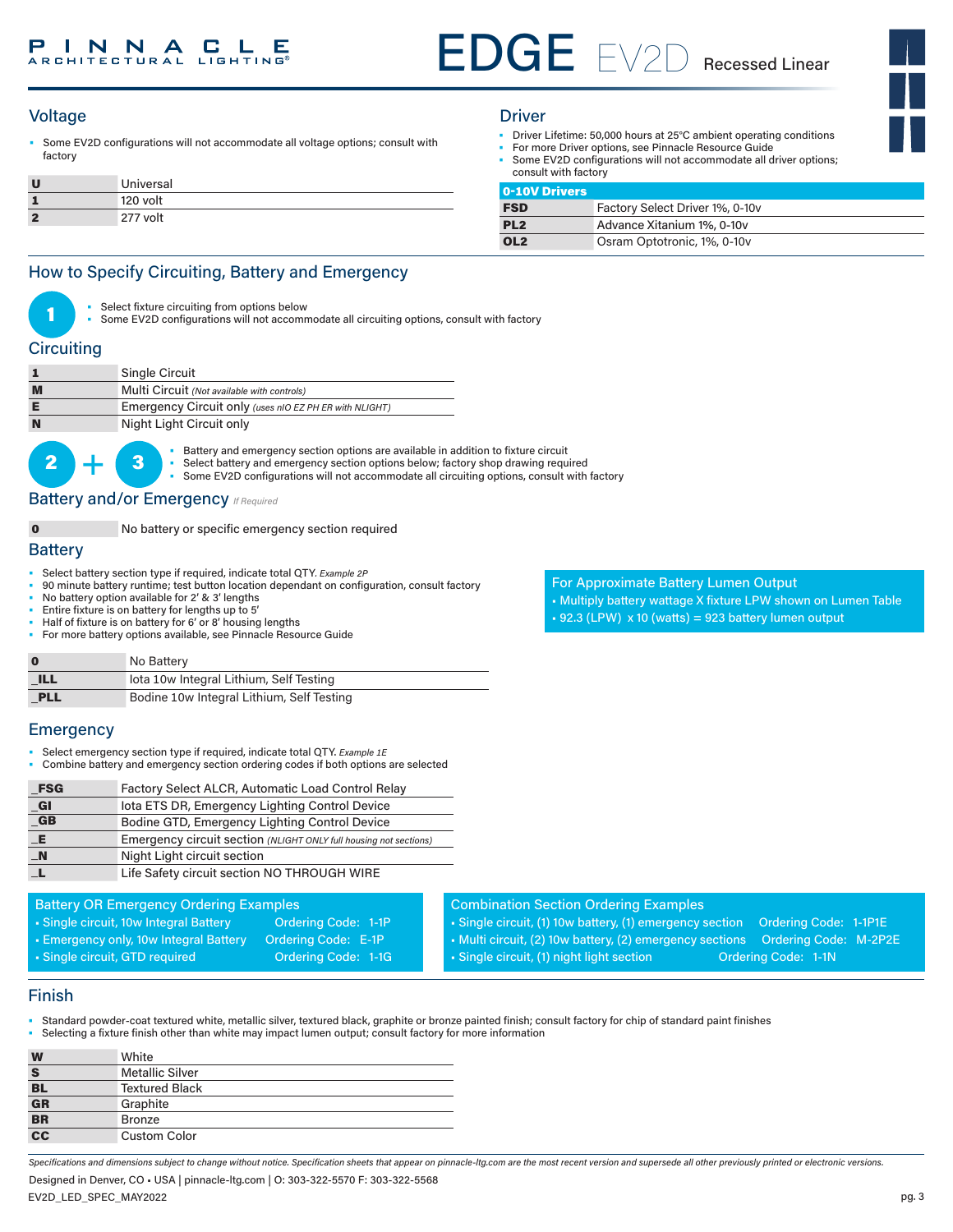# EDGE EV2D Recessed Linear

## Voltage

- Some EV2D configurations will not accommodate all voltage options; consult with factory

| | |
|---|---|
| **U** | Universal |
| **1** | 120 volt |
| **2** | 277 volt |

## Driver

- Driver Lifetime: 50,000 hours at 25°C ambient operating conditions
- For more Driver options, see Pinnacle Resource Guide
- Some EV2D configurations will not accommodate all driver options; consult with factory

| 0-10V Drivers | |
|---|---|
| **FSD** | Factory Select Driver 1%, 0-10v |
| **PL2** | Advance Xitanium 1%, 0-10v |
| **OL2** | Osram Optotronic, 1%, 0-10v |

## How to Specify Circuiting, Battery and Emergency

**1**

- Select fixture circuiting from options below
- Some EV2D configurations will not accommodate all circuiting options, consult with factory

### Circuiting

| | |
|---|---|
| **1** | Single Circuit |
| **M** | Multi Circuit *(Not available with controls)* |
| **E** | Emergency Circuit only *(uses nIO EZ PH ER with NLIGHT)* |
| **N** | Night Light Circuit only |

**2 + 3**

- Battery and emergency section options are available in addition to fixture circuit
- Select battery and emergency section options below; factory shop drawing required
- Some EV2D configurations will not accommodate all circuiting options, consult with factory

### Battery and/or Emergency *If Required*

| | |
|---|---|
| **0** | No battery or specific emergency section required |

### Battery

- Select battery section type if required, indicate total QTY. *Example 2P*
- 90 minute battery runtime; test button location dependant on configuration, consult factory
- No battery option available for 2' & 3' lengths
- Entire fixture is on battery for lengths up to 5'
- Half of fixture is on battery for 6' or 8' housing lengths
- For more battery options available, see Pinnacle Resource Guide

| | |
|---|---|
| **0** | No Battery |
| **_ILL** | Iota 10w Integral Lithium, Self Testing |
| **_PLL** | Bodine 10w Integral Lithium, Self Testing |

**For Approximate Battery Lumen Output**

- Multiply battery wattage X fixture LPW shown on Lumen Table
- 92.3 (LPW) x 10 (watts) = 923 battery lumen output

### Emergency

- Select emergency section type if required, indicate total QTY. *Example 1E*
- Combine battery and emergency section ordering codes if both options are selected

| | |
|---|---|
| **_FSG** | Factory Select ALCR, Automatic Load Control Relay |
| **_GI** | Iota ETS DR, Emergency Lighting Control Device |
| **_GB** | Bodine GTD, Emergency Lighting Control Device |
| **_E** | Emergency circuit section *(NLIGHT ONLY full housing not sections)* |
| **_N** | Night Light circuit section |
| **_L** | Life Safety circuit section NO THROUGH WIRE |

**Battery OR Emergency Ordering Examples**

- Single circuit, 10w Integral Battery — Ordering Code: 1-1P
- Emergency only, 10w Integral Battery — Ordering Code: E-1P
- Single circuit, GTD required — Ordering Code: 1-1G

**Combination Section Ordering Examples**

- Single circuit, (1) 10w battery, (1) emergency section — Ordering Code: 1-1P1E
- Multi circuit, (2) 10w battery, (2) emergency sections — Ordering Code: M-2P2E
- Single circuit, (1) night light section — Ordering Code: 1-1N

## Finish

- Standard powder-coat textured white, metallic silver, textured black, graphite or bronze painted finish; consult factory for chip of standard paint finishes
- Selecting a fixture finish other than white may impact lumen output; consult factory for more information

| | |
|---|---|
| **W** | White |
| **S** | Metallic Silver |
| **BL** | Textured Black |
| **GR** | Graphite |
| **BR** | Bronze |
| **CC** | Custom Color |

*Specifications and dimensions subject to change without notice. Specification sheets that appear on pinnacle-ltg.com are the most recent version and supersede all other previously printed or electronic versions.*

Designed in Denver, CO • USA | pinnacle-ltg.com | O: 303-322-5570 F: 303-322-5568

EV2D_LED_SPEC_MAY2022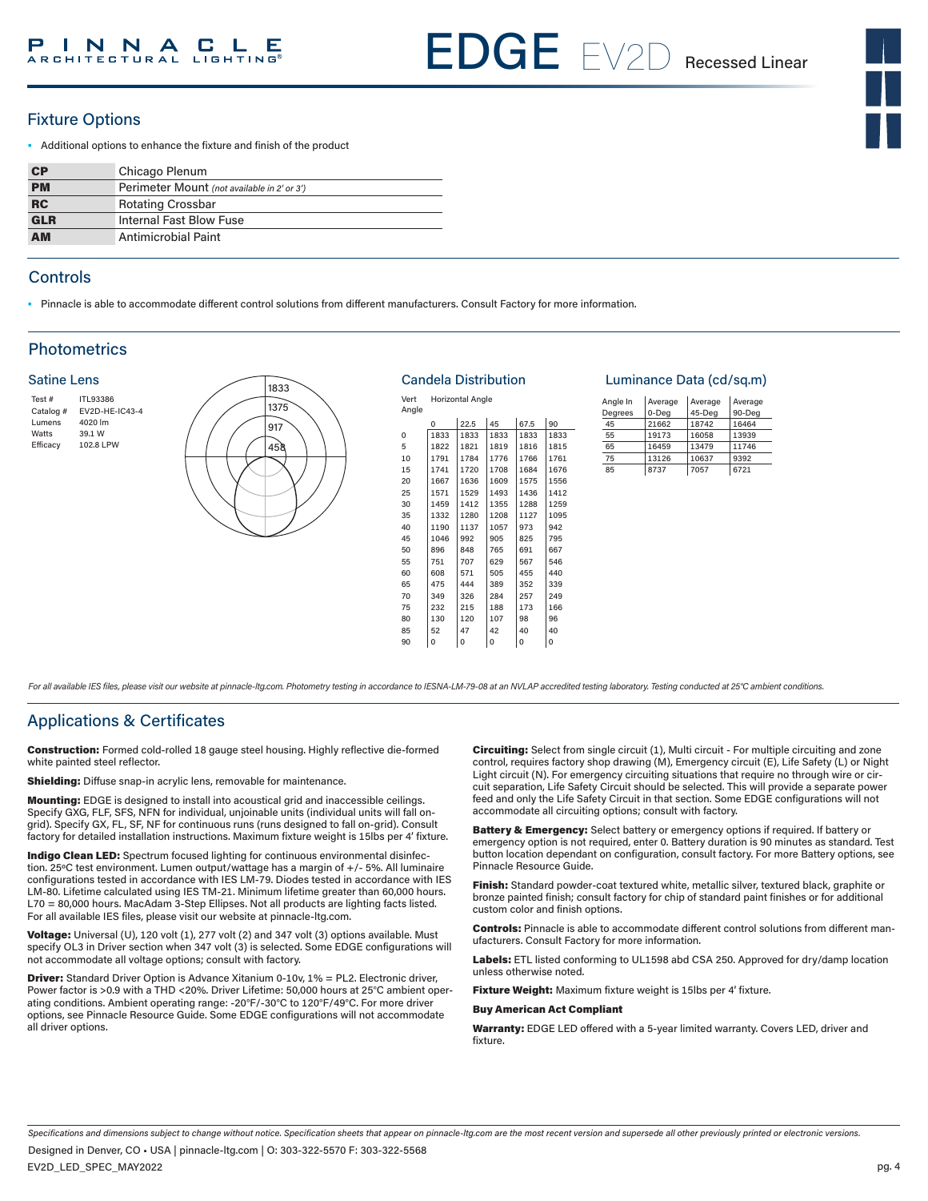# EDGE EV2D Recessed Linear

## Fixture Options

- Additional options to enhance the fixture and finish of the product

| | |
|---|---|
| **CP** | Chicago Plenum |
| **PM** | Perimeter Mount *(not available in 2' or 3')* |
| **RC** | Rotating Crossbar |
| **GLR** | Internal Fast Blow Fuse |
| **AM** | Antimicrobial Paint |

## Controls

- Pinnacle is able to accommodate different control solutions from different manufacturers. Consult Factory for more information.

## Photometrics

### Satine Lens

| | |
|---|---|
| Test # | ITL93386 |
| Catalog # | EV2D-HE-IC43-4 |
| Lumens | 4020 lm |
| Watts | 39.1 W |
| Efficacy | 102.8 LPW |

1833
1375
917
458

### Candela Distribution

| Vert Angle | Horizontal Angle 0 | 22.5 | 45 | 67.5 | 90 |
|---|---|---|---|---|---|
| 0 | 1833 | 1833 | 1833 | 1833 | 1833 |
| 5 | 1822 | 1821 | 1819 | 1816 | 1815 |
| 10 | 1791 | 1784 | 1776 | 1766 | 1761 |
| 15 | 1741 | 1720 | 1708 | 1684 | 1676 |
| 20 | 1667 | 1636 | 1609 | 1575 | 1556 |
| 25 | 1571 | 1529 | 1493 | 1436 | 1412 |
| 30 | 1459 | 1412 | 1355 | 1288 | 1259 |
| 35 | 1332 | 1280 | 1208 | 1127 | 1095 |
| 40 | 1190 | 1137 | 1057 | 973 | 942 |
| 45 | 1046 | 992 | 905 | 825 | 795 |
| 50 | 896 | 848 | 765 | 691 | 667 |
| 55 | 751 | 707 | 629 | 567 | 546 |
| 60 | 608 | 571 | 505 | 455 | 440 |
| 65 | 475 | 444 | 389 | 352 | 339 |
| 70 | 349 | 326 | 284 | 257 | 249 |
| 75 | 232 | 215 | 188 | 173 | 166 |
| 80 | 130 | 120 | 107 | 98 | 96 |
| 85 | 52 | 47 | 42 | 40 | 40 |
| 90 | 0 | 0 | 0 | 0 | 0 |

### Luminance Data (cd/sq.m)

| Angle In Degrees | Average 0-Deg | Average 45-Deg | Average 90-Deg |
|---|---|---|---|
| 45 | 21662 | 18742 | 16464 |
| 55 | 19173 | 16058 | 13939 |
| 65 | 16459 | 13479 | 11746 |
| 75 | 13126 | 10637 | 9392 |
| 85 | 8737 | 7057 | 6721 |

*For all available IES files, please visit our website at pinnacle-ltg.com. Photometry testing in accordance to IESNA-LM-79-08 at an NVLAP accredited testing laboratory. Testing conducted at 25°C ambient conditions.*

## Applications & Certificates

**Construction:** Formed cold-rolled 18 gauge steel housing. Highly reflective die-formed white painted steel reflector.

**Shielding:** Diffuse snap-in acrylic lens, removable for maintenance.

**Mounting:** EDGE is designed to install into acoustical grid and inaccessible ceilings. Specify GXG, FLF, SFS, NFN for individual, unjoinable units (individual units will fall on-grid). Specify GX, FL, SF, NF for continuous runs (runs designed to fall on-grid). Consult factory for detailed installation instructions. Maximum fixture weight is 15lbs per 4' fixture.

**Indigo Clean LED:** Spectrum focused lighting for continuous environmental disinfection. 25ºC test environment. Lumen output/wattage has a margin of +/- 5%. All luminaire configurations tested in accordance with IES LM-79. Diodes tested in accordance with IES LM-80. Lifetime calculated using IES TM-21. Minimum lifetime greater than 60,000 hours. L70 = 80,000 hours. MacAdam 3-Step Ellipses. Not all products are lighting facts listed. For all available IES files, please visit our website at pinnacle-ltg.com.

**Voltage:** Universal (U), 120 volt (1), 277 volt (2) and 347 volt (3) options available. Must specify OL3 in Driver section when 347 volt (3) is selected. Some EDGE configurations will not accommodate all voltage options; consult with factory.

**Driver:** Standard Driver Option is Advance Xitanium 0-10v, 1% = PL2. Electronic driver, Power factor is >0.9 with a THD <20%. Driver Lifetime: 50,000 hours at 25°C ambient operating conditions. Ambient operating range: -20°F/-30°C to 120°F/49°C. For more driver options, see Pinnacle Resource Guide. Some EDGE configurations will not accommodate all driver options.

**Circuiting:** Select from single circuit (1), Multi circuit - For multiple circuiting and zone control, requires factory shop drawing (M), Emergency circuit (E), Life Safety (L) or Night Light circuit (N). For emergency circuiting situations that require no through wire or circuit separation, Life Safety Circuit should be selected. This will provide a separate power feed and only the Life Safety Circuit in that section. Some EDGE configurations will not accommodate all circuiting options; consult with factory.

**Battery & Emergency:** Select battery or emergency options if required. If battery or emergency option is not required, enter 0. Battery duration is 90 minutes as standard. Test button location dependant on configuration, consult factory. For more Battery options, see Pinnacle Resource Guide.

**Finish:** Standard powder-coat textured white, metallic silver, textured black, graphite or bronze painted finish; consult factory for chip of standard paint finishes or for additional custom color and finish options.

**Controls:** Pinnacle is able to accommodate different control solutions from different manufacturers. Consult Factory for more information.

**Labels:** ETL listed conforming to UL1598 abd CSA 250. Approved for dry/damp location unless otherwise noted.

**Fixture Weight:** Maximum fixture weight is 15lbs per 4' fixture.

**Buy American Act Compliant**

**Warranty:** EDGE LED offered with a 5-year limited warranty. Covers LED, driver and fixture.

*Specifications and dimensions subject to change without notice. Specification sheets that appear on pinnacle-ltg.com are the most recent version and supersede all other previously printed or electronic versions.*

Designed in Denver, CO • USA | pinnacle-ltg.com | O: 303-322-5570 F: 303-322-5568

EV2D_LED_SPEC_MAY2022